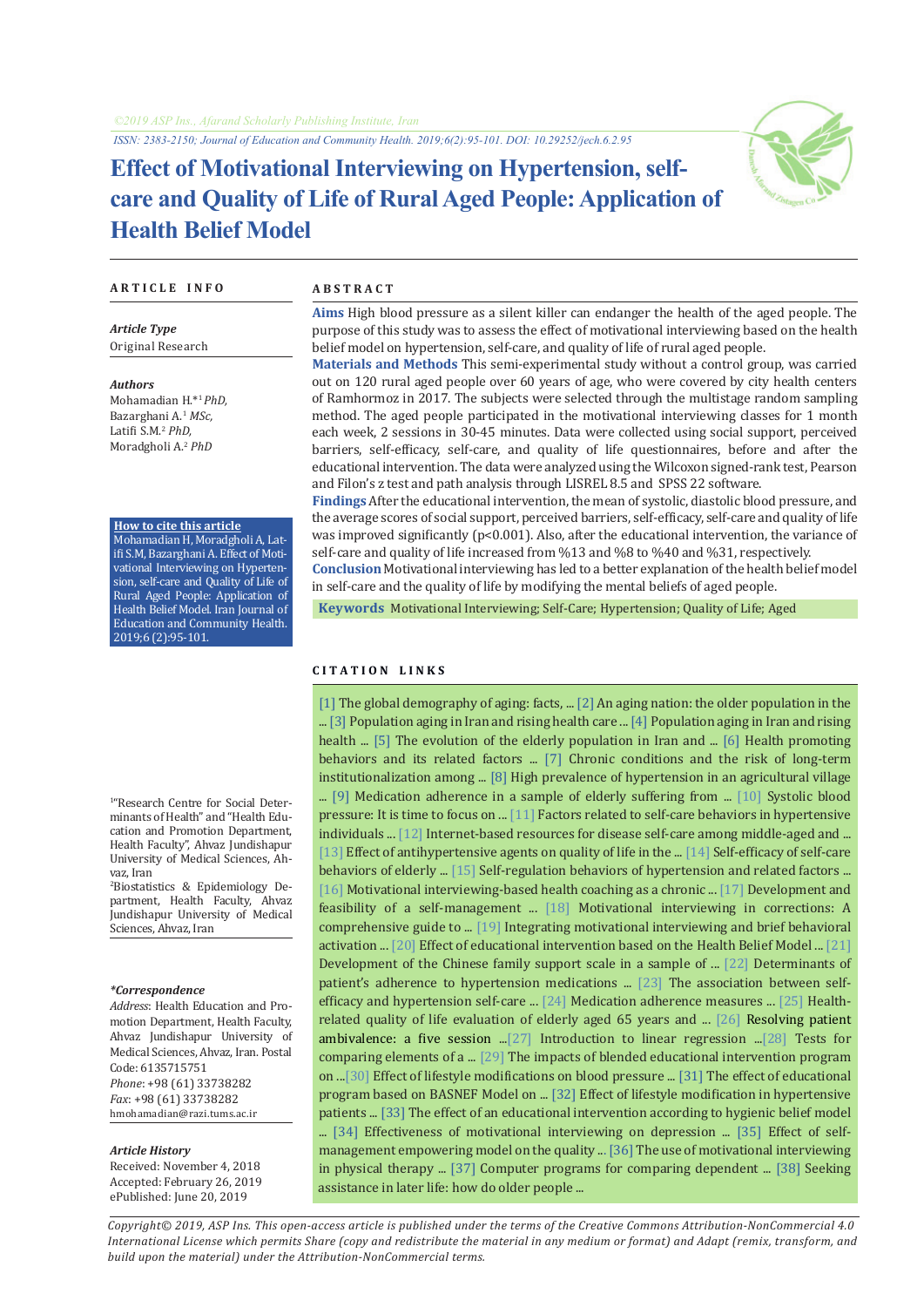©2019 ASP Ins., Afarand Scholarly Publishing Institute, Iran

ISSN: 2383-2150; Journal of Education and Community Health. 2019;6(2):95-101. DOI: 10.29252/jech.6.2.95

# Effect of Motivational Interviewing on Hypertension, self-care and Quality of Life of Rural Aged People: Application of Health Belief Model

## ARTICLE INFO

***Article Type***

Original Research

***Authors***

Mohamadian H.*[1] *PhD,*
Bazarghani A.[1] *MSc,*
Latifi S.M.[2] *PhD,*
Moradgholi A.[2] *PhD*

**How to cite this article**

Mohamadian H, Moradgholi A, Latifi S.M, Bazarghani A. Effect of Motivational Interviewing on Hypertension, self-care and Quality of Life of Rural Aged People: Application of Health Belief Model. Iran Journal of Education and Community Health. 2019;6 (2):95-101.

[1]"Research Centre for Social Determinants of Health" and "Health Education and Promotion Department, Health Faculty", Ahvaz Jundishapur University of Medical Sciences, Ahvaz, Iran

[2]Biostatistics & Epidemiology Department, Health Faculty, Ahvaz Jundishapur University of Medical Sciences, Ahvaz, Iran

***Correspondence**

*Address*: Health Education and Promotion Department, Health Faculty, Ahvaz Jundishapur University of Medical Sciences, Ahvaz, Iran. Postal Code: 6135715751

*Phone*: +98 (61) 33738282

*Fax*: +98 (61) 33738282

hmohamadian@razi.tums.ac.ir

***Article History***

Received: November 4, 2018
Accepted: February 26, 2019
ePublished: June 20, 2019

## ABSTRACT

**Aims** High blood pressure as a silent killer can endanger the health of the aged people. The purpose of this study was to assess the effect of motivational interviewing based on the health belief model on hypertension, self-care, and quality of life of rural aged people.

**Materials and Methods** This semi-experimental study without a control group, was carried out on 120 rural aged people over 60 years of age, who were covered by city health centers of Ramhormoz in 2017. The subjects were selected through the multistage random sampling method. The aged people participated in the motivational interviewing classes for 1 month each week, 2 sessions in 30-45 minutes. Data were collected using social support, perceived barriers, self-efficacy, self-care, and quality of life questionnaires, before and after the educational intervention. The data were analyzed using the Wilcoxon signed-rank test, Pearson and Filon's z test and path analysis through LISREL 8.5 and SPSS 22 software.

**Findings** After the educational intervention, the mean of systolic, diastolic blood pressure, and the average scores of social support, perceived barriers, self-efficacy, self-care and quality of life was improved significantly ($p<0.001$). Also, after the educational intervention, the variance of self-care and quality of life increased from %13 and %8 to %40 and %31, respectively.

**Conclusion** Motivational interviewing has led to a better explanation of the health belief model in self-care and the quality of life by modifying the mental beliefs of aged people.

**Keywords** Motivational Interviewing; Self-Care; Hypertension; Quality of Life; Aged

## CITATION LINKS

[1] The global demography of aging: facts, ... [2] An aging nation: the older population in the ... [3] Population aging in Iran and rising health care ... [4] Population aging in Iran and rising health ... [5] The evolution of the elderly population in Iran and ... [6] Health promoting behaviors and its related factors ... [7] Chronic conditions and the risk of long-term institutionalization among ... [8] High prevalence of hypertension in an agricultural village ... [9] Medication adherence in a sample of elderly suffering from ... [10] Systolic blood pressure: It is time to focus on ... [11] Factors related to self-care behaviors in hypertensive individuals ... [12] Internet-based resources for disease self-care among middle-aged and ... [13] Effect of antihypertensive agents on quality of life in the ... [14] Self-efficacy of self-care behaviors of elderly ... [15] Self-regulation behaviors of hypertension and related factors ... [16] Motivational interviewing-based health coaching as a chronic ... [17] Development and feasibility of a self-management ... [18] Motivational interviewing in corrections: A comprehensive guide to ... [19] Integrating motivational interviewing and brief behavioral activation ... [20] Effect of educational intervention based on the Health Belief Model ... [21] Development of the Chinese family support scale in a sample of ... [22] Determinants of patient's adherence to hypertension medications ... [23] The association between self-efficacy and hypertension self-care ... [24] Medication adherence measures ... [25] Health-related quality of life evaluation of elderly aged 65 years and ... [26] Resolving patient ambivalence: a five session ...[27] Introduction to linear regression ...[28] Tests for comparing elements of a ... [29] The impacts of blended educational intervention program on ...[30] Effect of lifestyle modifications on blood pressure ... [31] The effect of educational program based on BASNEF Model on ... [32] Effect of lifestyle modification in hypertensive patients ... [33] The effect of an educational intervention according to hygienic belief model ... [34] Effectiveness of motivational interviewing on depression ... [35] Effect of self-management empowering model on the quality ... [36] The use of motivational interviewing in physical therapy ... [37] Computer programs for comparing dependent ... [38] Seeking assistance in later life: how do older people ...

*Copyright© 2019, ASP Ins. This open-access article is published under the terms of the Creative Commons Attribution-NonCommercial 4.0 International License which permits Share (copy and redistribute the material in any medium or format) and Adapt (remix, transform, and build upon the material) under the Attribution-NonCommercial terms.*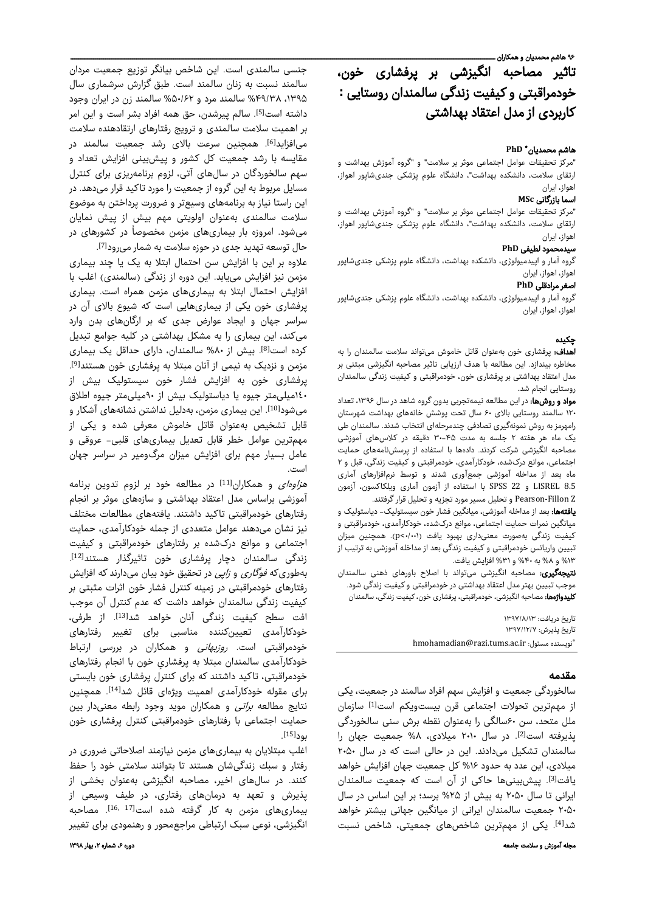# تاثیر مصاحبه انگیزشی بر پرفشاری خون، خودمراقبتی و کیفیت زندگی سالمندان روستایی : کاربردی از مدل اعتقاد بهداشتی

**هاشم محمدیان\* PhD**
"مرکز تحقیقات عوامل اجتماعی موثر بر سلامت" و "گروه آموزش بهداشت و ارتقای سلامت، دانشکده بهداشت"، دانشگاه علوم پزشکی جندی‌شاپور اهواز، اهواز، ایران

**اسما بازرگانی MSc**
"مرکز تحقیقات عوامل اجتماعی موثر بر سلامت" و "گروه آموزش بهداشت و ارتقای سلامت، دانشکده بهداشت"، دانشگاه علوم پزشکی جندی‌شاپور اهواز، اهواز، ایران

**سیدمحمود لطیفی PhD**
گروه آمار و اپیدمیولوژی، دانشکده بهداشت، دانشگاه علوم پزشکی جندی‌شاپور اهواز، اهواز، ایران

**اصغر مرادقلی PhD**
گروه آمار و اپیدمیولوژی، دانشکده بهداشت، دانشگاه علوم پزشکی جندی‌شاپور اهواز، اهواز، ایران

## چکیده

**اهداف:** پرفشاری خون به‌عنوان قاتل خاموش می‌تواند سلامت سالمندان را به مخاطره بیندازد. این مطالعه با هدف ارزیابی تاثیر مصاحبه انگیزشی مبتنی بر مدل اعتقاد بهداشتی بر پرفشاری خون، خودمراقبتی و کیفیت زندگی سالمندان روستایی انجام شد.

**مواد و روش‌ها:** در این مطالعه نیمه‌تجربی بدون گروه شاهد در سال ۱۳۹۶، تعداد ۱۲۰ سالمند روستایی بالای ۶۰ سال تحت پوشش خانه‌های بهداشت شهرستان رامهرمز به روش نمونه‌گیری تصادفی چندمرحله‌ای انتخاب شدند. سالمندان طی یک ماه هر هفته ۲ جلسه به مدت ۴۵-۳۰ دقیقه در کلاس‌های آموزشی مصاحبه انگیزشی شرکت کردند. داده‌ها با استفاده از پرسش‌نامه‌های حمایت اجتماعی، موانع درک‌شده، خودکارآمدی، خودمراقبتی و کیفیت زندگی، قبل و ۲ ماه بعد از مداخله آموزشی جمع‌آوری شدند و توسط نرم‌افزارهای آماری LISREL 8.5 و SPSS 22 با استفاده از آزمون آماری ویلکاکسون، آزمون Pearson-Fillon Z و تحلیل مسیر مورد تجزیه و تحلیل قرار گرفتند.

**یافته‌ها:** بعد از مداخله آموزشی، میانگین فشار خون سیستولیک- دیاستولیک و میانگین نمرات حمایت اجتماعی، موانع درک‌شده، خودکارآمدی، خودمراقبتی و کیفیت زندگی به‌صورت معنی‌داری بهبود یافت ($p<0.001$). همچنین میزان تبیین واریانس خودمراقبتی و کیفیت زندگی بعد از مداخله آموزشی به ترتیب از ۱۳% و ۸% به ۴۰% و ۳۱% افزایش یافت.

**نتیجه‌گیری:** مصاحبه انگیزشی می‌تواند با اصلاح باورهای ذهنی سالمندان موجب تبیین بهتر مدل اعتقاد بهداشتی در خودمراقبتی و کیفیت زندگی شود.

**کلیدواژه‌ها:** مصاحبه انگیزشی، خودمراقبتی، پرفشاری خون، کیفیت زندگی، سالمندان

تاریخ دریافت: ۱۳۹۷/۸/۱۳
تاریخ پذیرش: ۱۳۹۷/۱۲/۷
\*نویسنده مسئول: hmohamadian@razi.tums.ac.ir

## مقدمه

سالخوردگی جمعیت و افزایش سهم افراد سالمند در جمعیت، یکی از مهم‌ترین تحولات اجتماعی قرن بیست‌ویکم است[1]. سازمان ملل متحد، سن ۶۰سالگی را به‌عنوان نقطه برش سنی سالخوردگی پذیرفته است[2]. در سال ۲۰۱۰ میلادی، ۸% جمعیت جهان را سالمندان تشکیل می‌دادند. این در حالی است که در سال ۲۰۵۰ میلادی، این عدد به حدود ۱۶% کل جمعیت جهان افزایش خواهد یافت[3]. پیش‌بینی‌ها حاکی از آن است که جمعیت سالمندان ایرانی تا سال ۲۰۵۰ به بیش از ۲۵% برسد؛ بر این اساس در سال ۲۰۵۰ جمعیت سالمندان ایرانی از میانگین جهانی بیشتر خواهد شد[4]. یکی از مهم‌ترین شاخص‌های جمعیتی، شاخص نسبت جنسی سالمندی است. این شاخص بیانگر توزیع جمعیت مردان سالمند نسبت به زنان سالمند است. طبق گزارش سرشماری سال ۱۳۹۵، ۴۹/۳۸% سالمند مرد و ۵۰/۶۲% سالمند زن در ایران وجود داشته است[5]. سالم پیرشدن، حق همه افراد بشر است و این امر بر اهمیت سلامت سالمندی و ترویج رفتارهای ارتقادهنده سلامت می‌افزاید[6]. همچنین سرعت بالای رشد جمعیت سالمند در مقایسه با رشد جمعیت کل کشور و پیش‌بینی افزایش تعداد و سهم سالخوردگان در سال‌های آتی، لزوم برنامه‌ریزی برای کنترل مسایل مربوط به این گروه از جمعیت را مورد تاکید قرار می‌دهد. در این راستا نیاز به برنامه‌های وسیع‌تر و ضرورت پرداختن به موضوع سلامت سالمندی به‌عنوان اولویتی مهم بیش از پیش نمایان می‌شود. امروزه بار بیماری‌های مزمن مخصوصاً در کشورهای در حال توسعه تهدید جدی در حوزه سلامت به شمار می‌رود[7].

علاوه بر این با افزایش سن احتمال ابتلا به یک یا چند بیماری مزمن نیز افزایش می‌یابد. این دوره از زندگی (سالمندی) اغلب با افزایش احتمال ابتلا به بیماری‌های مزمن همراه است. بیماری پرفشاری خون یکی از بیماری‌هایی است که شیوع بالای آن در سراسر جهان و ایجاد عوارض جدی که بر ارگان‌های بدن وارد می‌کند، این بیماری را به مشکل بهداشتی در کلیه جوامع تبدیل کرده است[8]. بیش از ۸۰% سالمندان، دارای حداقل یک بیماری مزمن و نزدیک به نیمی از آنان مبتلا به پرفشاری خون هستند[9]. پرفشاری خون به افزایش فشار خون سیستولیک بیش از ۱۴۰میلی‌متر جیوه یا دیاستولیک بیش از ۹۰میلی‌متر جیوه اطلاق می‌شود[10]. این بیماری مزمن، به‌دلیل نداشتن نشانه‌های آشکار و قابل تشخیص به‌عنوان قاتل خاموش معرفی شده و یکی از مهم‌ترین عوامل خطر قابل تعدیل بیماری‌های قلبی- عروقی و عامل بسیار مهم برای افزایش میزان مرگ‌ومیر در سراسر جهان است.

*هزاوه‌ای* و همکاران[11] در مطالعه خود بر لزوم تدوین برنامه آموزشی براساس مدل اعتقاد بهداشتی و سازه‌های موثر بر انجام رفتارهای خودمراقبتی تاکید داشتند. یافته‌های مطالعات مختلف نیز نشان می‌دهند عوامل متعددی از جمله خودکارآمدی، حمایت اجتماعی و موانع درک‌شده بر رفتارهای خودمراقبتی و کیفیت زندگی سالمندان دچار پرفشاری خون تاثیرگذار هستند[12]. به‌طوری‌که *فوگاری* و *زایپ* در تحقیق خود بیان می‌دارند که افزایش رفتارهای خودمراقبتی در زمینه کنترل فشار خون اثرات مثبتی بر کیفیت زندگی سالمندان خواهد داشت که عدم کنترل آن موجب افت سطح کیفیت زندگی آنان خواهد شد[13]. از طرفی، خودکارآمدی تعیین‌کننده مناسبی برای تغییر رفتارهای خودمراقبتی است. *روزبهانی* و همکاران در بررسی ارتباط خودکارآمدی سالمندان مبتلا به پرفشاری خون با انجام رفتارهای خودمراقبتی، تاکید داشتند که برای کنترل پرفشاری خون بایستی برای مقوله خودکارآمدی اهمیت ویژه‌ای قائل شد[14]. همچنین نتایج مطالعه *براتی* و همکاران موید وجود رابطه معنی‌دار بین حمایت اجتماعی با رفتارهای خودمراقبتی کنترل پرفشاری خون بود[15].

اغلب مبتلایان به بیماری‌های مزمن نیازمند اصلاحاتی ضروری در رفتار و سبک زندگی‌شان هستند تا بتوانند سلامتی خود را حفظ کنند. در سال‌های اخیر، مصاحبه انگیزشی به‌عنوان بخشی از پذیرش و تعهد به درمان‌های رفتاری، در طیف وسیعی از بیماری‌های مزمن به کار گرفته شده است[16, 17]. مصاحبه انگیزشی، نوعی سبک ارتباطی مراجع‌محور و رهنمودی برای تغییر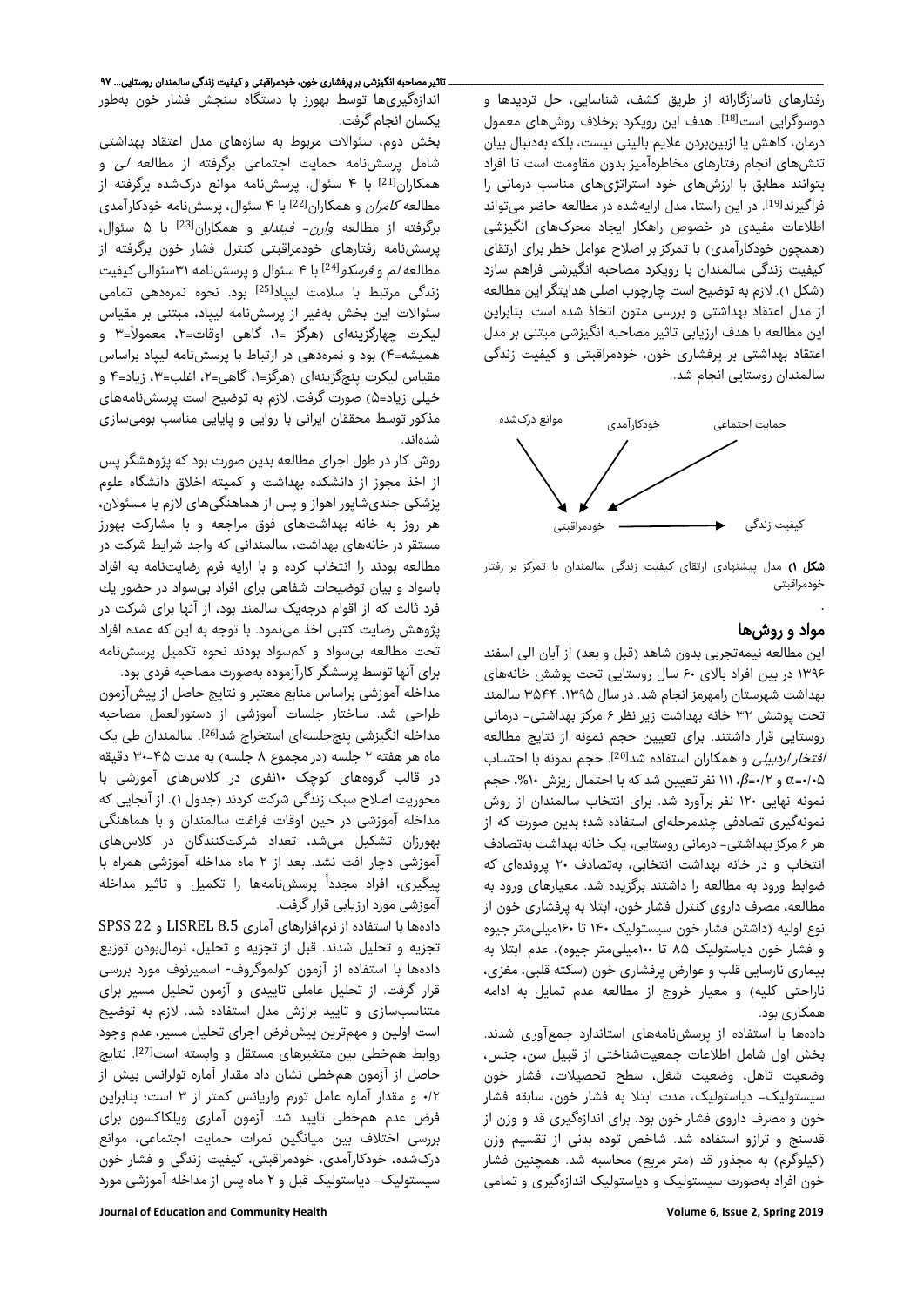رفتارهای ناسازگارانه از طریق کشف، شناسایی، حل تردیدها و دوسوگرایی است[18]. هدف این رویکرد برخلاف روش‌های معمول درمان، کاهش یا ازبین‌بردن علایم بالینی نیست، بلکه به‌دنبال بیان تنش‌های انجام رفتارهای مخاطره‌آمیز بدون مقاومت است تا افراد بتوانند مطابق با ارزش‌های خود استراتژی‌های مناسب درمانی را فراگیرند[19]. در این راستا، مدل ارایه‌شده در مطالعه حاضر می‌تواند اطلاعات مفیدی در خصوص راهکار ایجاد محرک‌های انگیزشی (همچون خودکارآمدی) با تمرکز بر اصلاح عوامل خطر برای ارتقای کیفیت زندگی سالمندان با رویکرد مصاحبه انگیزشی فراهم سازد (شکل ۱). لازم به توضیح است چارچوب اصلی هدایتگر این مطالعه از مدل اعتقاد بهداشتی و بررسی متون اتخاذ شده است. بنابراین این مطالعه با هدف ارزیابی تاثیر مصاحبه انگیزشی مبتنی بر مدل اعتقاد بهداشتی بر پرفشاری خون، خودمراقبتی و کیفیت زندگی سالمندان روستایی انجام شد.

موانع درک‌شده — خودکارآمدی — حمایت اجتماعی → خودمراقبتی ← کیفیت زندگی

**شکل ۱)** مدل پیشنهادی ارتقای کیفیت زندگی سالمندان با تمرکز بر رفتار خودمراقبتی

## مواد و روش‌ها

این مطالعه نیمه‌تجربی بدون شاهد (قبل و بعد) از آبان الی اسفند ۱۳۹۶ در بین افراد بالای ۶۰ سال روستایی تحت پوشش خانه‌های بهداشت شهرستان رامهرمز انجام شد. در سال ۱۳۹۵، ۳۵۴۴ سالمند تحت پوشش ۳۲ خانه بهداشت زیر نظر ۶ مرکز بهداشتی- درمانی روستایی قرار داشتند. برای تعیین حجم نمونه از نتایج مطالعه *افتخاراردبیلی* و همکاران استفاده شد[20]. حجم نمونه با احتساب $\alpha=0/05$ و $\beta=0/2$، ۱۱۱ نفر تعیین شد که با احتمال ریزش ۱۰%، حجم نمونه نهایی ۱۲۰ نفر برآورد شد. برای انتخاب سالمندان از روش نمونه‌گیری تصادفی چندمرحله‌ای استفاده شد؛ بدین صورت که از هر ۶ مرکز بهداشتی- درمانی روستایی، یک خانه بهداشت به‌تصادف انتخاب و در خانه بهداشت انتخابی، به‌تصادف ۲۰ پرونده‌ای که ضوابط ورود به مطالعه را داشتند برگزیده شد. معیارهای ورود به مطالعه، مصرف داروی کنترل فشار خون، ابتلا به پرفشاری خون از نوع اولیه (داشتن فشار خون سیستولیک ۱۴۰ تا ۱۶۰میلی‌متر جیوه و فشار خون دیاستولیک ۸۵ تا ۱۰۰میلی‌متر جیوه)، عدم ابتلا به بیماری نارسایی قلب و عوارض پرفشاری خون (سکته قلبی، مغزی، ناراحتی کلیه) و معیار خروج از مطالعه عدم تمایل به ادامه همکاری بود.

داده‌ها با استفاده از پرسش‌نامه‌های استاندارد جمع‌آوری شدند. بخش اول شامل اطلاعات جمعیت‌شناختی از قبیل سن، جنس، وضعیت تاهل، وضعیت شغل، سطح تحصیلات، فشار خون سیستولیک- دیاستولیک، مدت ابتلا به فشار خون، سابقه فشار خون و مصرف داروی فشار خون بود. برای اندازه‌گیری قد و وزن از قدسنج و ترازو استفاده شد. شاخص توده بدنی از تقسیم وزن (کیلوگرم) به مجذور قد (متر مربع) محاسبه شد. همچنین فشار خون افراد به‌صورت سیستولیک و دیاستولیک اندازه‌گیری و تمامی اندازه‌گیری‌ها توسط بهورز با دستگاه سنجش فشار خون به‌طور یکسان انجام گرفت.

بخش دوم، سئوالات مربوط به سازه‌های مدل اعتقاد بهداشتی شامل پرسش‌نامه حمایت اجتماعی برگرفته از مطالعه *لی* و همکاران[21] با ۴ سئوال، پرسش‌نامه موانع درک‌شده برگرفته از مطالعه *کامران* و همکاران[22] با ۴ سئوال، پرسش‌نامه خودکارآمدی برگرفته از مطالعه *وارن- فیندلو* و همکاران[23] با ۵ سئوال، پرسش‌نامه رفتارهای خودمراقبتی کنترل فشار خون برگرفته از مطالعه *لم* و *فرسکو*[24] با ۴ سئوال و پرسش‌نامه ۳۱سئوالی کیفیت زندگی مرتبط با سلامت لیپاد[25] بود. نحوه نمره‌دهی تمامی سئوالات این بخش به‌غیر از پرسش‌نامه لیپاد، مبتنی بر مقیاس لیکرت چهارگزینه‌ای (هرگز =۱، گاهی اوقات=۲، معمولاً=۳ و همیشه=۴) بود و نمره‌دهی در ارتباط با پرسش‌نامه لیپاد براساس مقیاس لیکرت پنج‌گزینه‌ای (هرگز=۱، گاهی=۲، اغلب=۳، زیاد=۴ و خیلی زیاد=۵) صورت گرفت. لازم به توضیح است پرسش‌نامه‌های مذکور توسط محققان ایرانی با روایی و پایایی مناسب بومی‌سازی شده‌اند.

روش کار در طول اجرای مطالعه بدین صورت بود که پژوهشگر پس از اخذ مجوز از دانشکده بهداشت و کمیته اخلاق دانشگاه علوم پزشکی جندی‌شاپور اهواز و پس از هماهنگی‌های لازم با مسئولان، هر روز به خانه بهداشت‌های فوق مراجعه و با مشارکت بهورز مستقر در خانه‌های بهداشت، سالمندانی که واجد شرایط شرکت در مطالعه بودند را انتخاب کرده و با ارایه فرم رضایت‌نامه به افراد باسواد و بیان توضیحات شفاهی برای افراد بی‌سواد در حضور یك فرد ثالث که از اقوام درجه‌یک سالمند بود، از آنها برای شرکت در پژوهش رضایت کتبی اخذ می‌نمود. با توجه به این که عمده افراد تحت مطالعه بی‌سواد و کم‌سواد بودند نحوه تکمیل پرسش‌نامه برای آنها توسط پرسشگر کارآزموده به‌صورت مصاحبه فردی بود.

مداخله آموزشی براساس منابع معتبر و نتایج حاصل از پیش‌آزمون طراحی شد. ساختار جلسات آموزشی از دستورالعمل مصاحبه مداخله انگیزشی پنج‌جلسه‌ای استخراج شد[26]. سالمندان طی یک ماه هر هفته ۲ جلسه (در مجموع ۸ جلسه) به مدت ۴۵-۳۰ دقیقه در قالب گروه‌های کوچک ۱۰نفری در کلاس‌های آموزشی با محوریت اصلاح سبک زندگی شرکت کردند (جدول ۱). از آنجایی که مداخله آموزشی در حین اوقات فراغت سالمندان و با هماهنگی بهورزان تشکیل می‌شد، تعداد شرکت‌کنندگان در کلاس‌های آموزشی دچار افت نشد. بعد از ۲ ماه مداخله آموزشی همراه با پیگیری، افراد مجدداً پرسش‌نامه‌ها را تکمیل و تاثیر مداخله آموزشی مورد ارزیابی قرار گرفت.

داده‌ها با استفاده از نرم‌افزارهای آماری LISREL 8.5 و SPSS 22 تجزیه و تحلیل شدند. قبل از تجزیه و تحلیل، نرمال‌بودن توزیع داده‌ها با استفاده از آزمون کولموگروف- اسمیرنوف مورد بررسی قرار گرفت. از تحلیل عاملی تاییدی و آزمون تحلیل مسیر برای متناسب‌سازی و تایید برازش مدل استفاده شد. لازم به توضیح است اولین و مهم‌ترین پیش‌فرض اجرای تحلیل مسیر، عدم وجود روابط هم‌خطی بین متغیرهای مستقل و وابسته است[27]. نتایج حاصل از آزمون هم‌خطی نشان داد مقدار آماره تولرانس بیش از ۰/۲ و مقدار آماره عامل تورم واریانس کمتر از ۳ است؛ بنابراین فرض عدم هم‌خطی تایید شد. آزمون آماری ویلکاکسون برای بررسی اختلاف بین میانگین نمرات حمایت اجتماعی، موانع درک‌شده، خودکارآمدی، خودمراقبتی، کیفیت زندگی و فشار خون سیستولیک- دیاستولیک قبل و ۲ ماه پس از مداخله آموزشی مورد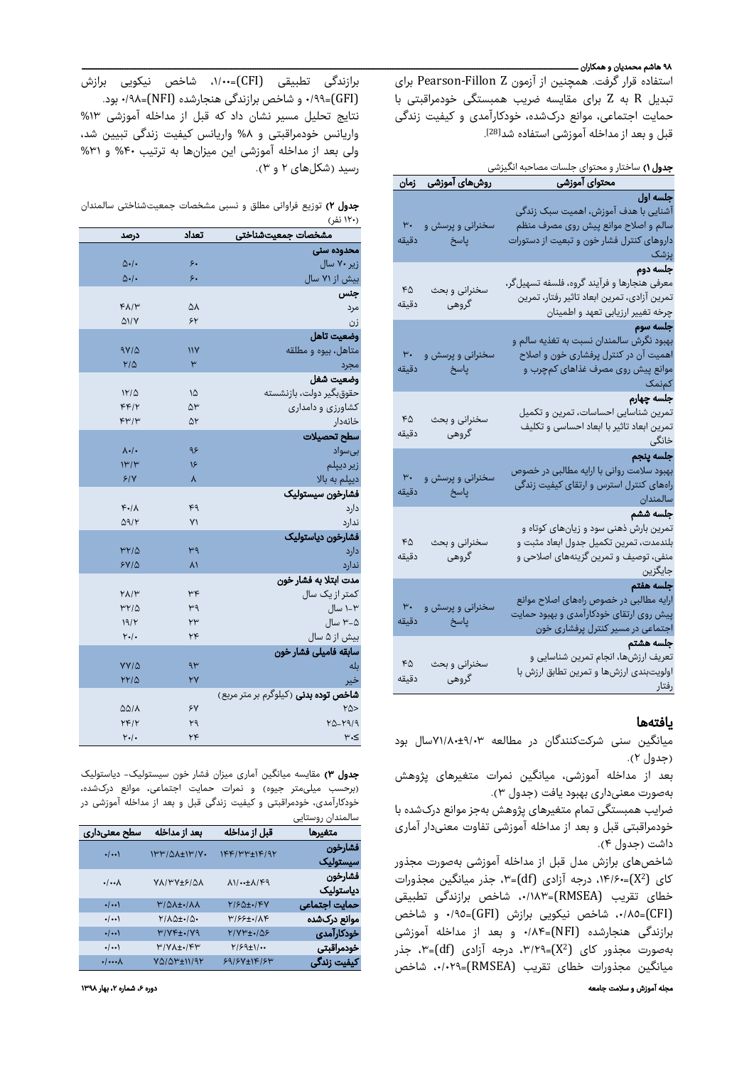استفاده قرار گرفت. همچنین از آزمون Pearson-Fillon Z برای تبدیل R به Z برای مقایسه ضریب همبستگی خودمراقبتی با حمایت اجتماعی، موانع درک‌شده، خودکارآمدی و کیفیت زندگی قبل و بعد از مداخله آموزشی استفاده شد[28].

**جدول ۱)** ساختار و محتوای جلسات مصاحبه انگیزشی

| محتوای آموزشی | روش‌های آموزشی | زمان |
|---|---|---|
| **جلسه اول** آشنایی با هدف آموزش، اهمیت سبک زندگی سالم و اصلاح موانع پیش روی مصرف منظم داروهای کنترل فشار خون و تبعیت از دستورات پزشک | سخنرانی و پرسش و پاسخ | ۳۰ دقیقه |
| **جلسه دوم** معرفی هنجارها و فرآیند گروه، فلسفه تسهیل‌گر، تمرین آزادی، تمرین ابعاد تاثیر رفتار، تمرین چرخه تغییر ارزیابی تعهد و اطمینان | سخنرانی و بحث گروهی | ۴۵ دقیقه |
| **جلسه سوم** بهبود نگرش سالمندان نسبت به تغذیه سالم و اهمیت آن در کنترل پرفشاری خون و اصلاح موانع پیش روی مصرف غذاهای کم‌چرب و کم‌نمک | سخنرانی و پرسش و پاسخ | ۳۰ دقیقه |
| **جلسه چهارم** تمرین شناسایی احساسات، تمرین و تکمیل تمرین ابعاد تاثیر با ابعاد احساسی و تکلیف خانگی | سخنرانی و بحث گروهی | ۴۵ دقیقه |
| **جلسه پنجم** بهبود سلامت روانی با ارایه مطالبی در خصوص راه‌های کنترل استرس و ارتقای کیفیت زندگی سالمندان | سخنرانی و پرسش و پاسخ | ۳۰ دقیقه |
| **جلسه ششم** تمرین بارش ذهنی سود و زیان‌های کوتاه و بلندمدت، تمرین تکمیل جدول ابعاد مثبت و منفی، توصیف و تمرین گزینه‌های اصلاحی و جایگزین | سخنرانی و بحث گروهی | ۴۵ دقیقه |
| **جلسه هفتم** ارایه مطالبی در خصوص راه‌های اصلاح موانع پیش روی ارتقای خودکارآمدی و بهبود حمایت اجتماعی در مسیر کنترل پرفشاری خون | سخنرانی و پرسش و پاسخ | ۳۰ دقیقه |
| **جلسه هشتم** تعریف ارزش‌ها، انجام تمرین شناسایی و اولویت‌بندی ارزش‌ها و تمرین تطابق ارزش با رفتار | سخنرانی و بحث گروهی | ۴۵ دقیقه |

## یافته‌ها

میانگین سنی شرکت‌کنندگان در مطالعه ۷۱/۸۰±۹/۰۳سال بود (جدول ۲).

بعد از مداخله آموزشی، میانگین نمرات متغیرهای پژوهش به‌صورت معنی‌داری بهبود یافت (جدول ۳).

ضرایب همبستگی تمام متغیرهای پژوهش به‌جز موانع درک‌شده با خودمراقبتی قبل و بعد از مداخله آموزشی تفاوت معنی‌دار آماری داشت (جدول ۴).

شاخص‌های برازش مدل قبل از مداخله آموزشی به‌صورت مجذور کای ($X^2$)=۱۴/۶۰، درجه آزادی (df)=۳، جذر میانگین مجذورات خطای تقریب (RMSEA)=۰/۱۸۳، شاخص برازندگی تطبیقی (CFI)=۰/۸۵، شاخص نیکویی برازش (GFI)=۰/۹۵ و شاخص برازندگی هنجارشده (NFI)=۰/۸۴ و بعد از مداخله آموزشی به‌صورت مجذور کای ($X^2$)=۳/۲۹، درجه آزادی (df)=۳، جذر میانگین مجذورات خطای تقریب (RMSEA)=۰/۰۲۹، شاخص برازندگی تطبیقی (CFI)=۱/۰۰، شاخص نیکویی برازش (GFI)=۰/۹۹ و شاخص برازندگی هنجارشده (NFI)=۰/۹۸ بود.

نتایج تحلیل مسیر نشان داد که قبل از مداخله آموزشی ۱۳% واریانس خودمراقبتی و ۸% واریانس کیفیت زندگی تبیین شد، ولی بعد از مداخله آموزشی این میزان‌ها به ترتیب ۴۰% و ۳۱% رسید (شکل‌های ۲ و ۳).

**جدول ۲)** توزیع فراوانی مطلق و نسبی مشخصات جمعیت‌شناختی سالمندان (۱۲۰ نفر)

| مشخصات جمعیت‌شناختی | تعداد | درصد |
|---|---|---|
| **محدوده سنی** | | |
| زیر ۷۰ سال | ۶۰ | ۵۰/۰ |
| بیش از ۷۱ سال | ۶۰ | ۵۰/۰ |
| **جنس** | | |
| مرد | ۵۸ | ۴۸/۳ |
| زن | ۶۲ | ۵۱/۷ |
| **وضعیت تاهل** | | |
| متاهل، بیوه و مطلقه | ۱۱۷ | ۹۷/۵ |
| مجرد | ۳ | ۲/۵ |
| **وضعیت شغل** | | |
| حقوق‌بگیر دولت، بازنشسته | ۱۵ | ۱۲/۵ |
| کشاورزی و دامداری | ۵۳ | ۴۴/۲ |
| خانه‌دار | ۵۲ | ۴۳/۳ |
| **سطح تحصیلات** | | |
| بی‌سواد | ۹۶ | ۸۰/۰ |
| زیر دیپلم | ۱۶ | ۱۳/۳ |
| دیپلم به بالا | ۸ | ۶/۷ |
| **فشارخون سیستولیک** | | |
| دارد | ۴۹ | ۴۰/۸ |
| ندارد | ۷۱ | ۵۹/۲ |
| **فشارخون دیاستولیک** | | |
| دارد | ۳۹ | ۳۲/۵ |
| ندارد | ۸۱ | ۶۷/۵ |
| **مدت ابتلا به فشار خون** | | |
| کمتر از یک سال | ۳۴ | ۲۸/۳ |
| ۱-۳ سال | ۳۹ | ۳۲/۵ |
| ۳-۵ سال | ۲۳ | ۱۹/۲ |
| بیش از ۵ سال | ۲۴ | ۲۰/۰ |
| **سابقه فامیلی فشار خون** | | |
| بله | ۹۳ | ۷۷/۵ |
| خیر | ۲۷ | ۲۲/۵ |
| **شاخص توده بدنی** (کیلوگرم بر متر مربع) | | |
| ۲۵> | ۶۷ | ۵۵/۸ |
| ۲۵-۲۹/۹ | ۲۹ | ۲۴/۲ |
| ۳۰≤ | ۲۴ | ۲۰/۰ |

**جدول ۳)** مقایسه میانگین آماری میزان فشار خون سیستولیک- دیاستولیک (برحسب میلی‌متر جیوه) و نمرات حمایت اجتماعی، موانع درک‌شده، خودکارآمدی، خودمراقبتی و کیفیت زندگی قبل و بعد از مداخله آموزشی در سالمندان روستایی

| متغیرها | قبل از مداخله | بعد از مداخله | سطح معنی‌داری |
|---|---|---|---|
| **فشارخون سیستولیک** | ۱۴۴/۳۳±۱۴/۹۲ | ۱۳۳/۵۸±۱۳/۷۰ | ۰/۰۰۱ |
| **فشارخون دیاستولیک** | ۸۱/۰۰±۸/۴۹ | ۷۸/۳۷±۶/۵۸ | ۰/۰۰۸ |
| **حمایت اجتماعی** | ۲/۶۵±۰/۴۷ | ۳/۵۸±۰/۸۸ | ۰/۰۰۱ |
| **موانع درک‌شده** | ۳/۶۶±۰/۸۴ | ۲/۸۵±۰/۵۰ | ۰/۰۰۱ |
| **خودکارآمدی** | ۲/۷۳±۰/۵۶ | ۳/۷۴±۰/۷۹ | ۰/۰۰۱ |
| **خودمراقبتی** | ۲/۶۹±۱/۰۰ | ۳/۷۸±۰/۴۳ | ۰/۰۰۱ |
| **کیفیت زندگی** | ۶۹/۶۷±۱۴/۶۳ | ۷۵/۵۳±۱۱/۹۲ | ۰/۰۰۰۸ |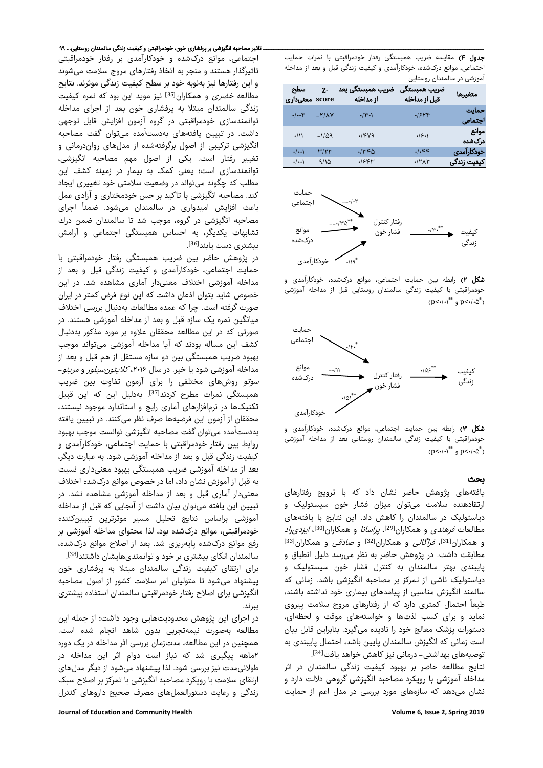**جدول ۴)** مقایسه ضریب همبستگی رفتار خودمراقبتی با نمرات حمایت اجتماعی، موانع درک‌شده، خودکارآمدی و کیفیت زندگی قبل و بعد از مداخله آموزشی در سالمندان روستایی

| متغیرها | ضریب همبستگی قبل از مداخله | ضریب همبستگی بعد از مداخله | Z-score | سطح معنی‌داری |
|---|---|---|---|---|
| حمایت اجتماعی | ۰/۶۲۴ | ۰/۴۰۱ | -۲/۸۷ | ۰/۰۰۴ |
| موانع درک‌شده | ۰/۶۰۱ | ۰/۴۷۹ | -۱/۵۹ | ۰/۱۱ |
| خودکارآمدی | ۰/۰۴۴ | ۰/۳۴۵ | ۳/۲۳ | ۰/۰۰۱ |
| کیفیت زندگی | ۰/۲۸۳ | ۰/۶۴۳ | ۹/۱۵ | ۰/۰۰۱ |

**شکل ۲)** رابطه بین حمایت اجتماعی، موانع درک‌شده، خودکارآمدی و خودمراقبتی با کیفیت زندگی سالمندان روستایی قبل از مداخله آموزشی ($p<0/01^{**}$ و $p<0/05^{*}$)

**شکل ۳)** رابطه بین حمایت اجتماعی، موانع درک‌شده، خودکارآمدی و خودمراقبتی با کیفیت زندگی سالمندان روستایی بعد از مداخله آموزشی ($p<0/01^{**}$ و $p<0/05^{*}$)

## بحث

یافته‌های پژوهش حاضر نشان داد که با ترویج رفتارهای ارتقادهنده سلامت می‌توان میزان فشار خون سیستولیک و دیاستولیک در سالمندان را کاهش داد. این نتایج با یافته‌های مطالعات *فرهندی* و همکاران[29]، *پراسانا* و همکاران[30]، *ایزدی‌راد* و همکاران[31]، *فراگالی* و همکاران[32] و *صادقی* و همکاران[33] مطابقت داشت. در پژوهش حاضر به نظر می‌رسد دلیل انطباق و پایبندی بهتر سالمندان به کنترل فشار خون سیستولیک و دیاستولیک ناشی از تمرکز بر مصاحبه انگیزشی باشد. زمانی که سالمند انگیزش مناسبی از پیامدهای بیماری خود نداشته باشد، طبعاً احتمال کمتری دارد که از رفتارهای مروج سلامت پیروی نماید و برای کسب لذت‌ها و خواسته‌های موقت و لحظه‌ای، دستورات پزشک معالج خود را نادیده می‌گیرد. بنابراین قابل بیان است زمانی که انگیزش سالمندان پایین باشد، احتمال پایبندی به توصیه‌های بهداشتی- درمانی نیز کاهش خواهد یافت[34].

نتایج مطالعه حاضر بر بهبود کیفیت زندگی سالمندان در اثر مداخله آموزشی با رویکرد مصاحبه انگیزشی گروهی دلالت دارد و نشان می‌دهد که سازه‌های مورد بررسی در مدل اعم از حمایت اجتماعی، موانع درک‌شده و خودکارآمدی بر رفتار خودمراقبتی تاثیرگذار هستند و منجر به اتخاذ رفتارهای مروج سلامت می‌شوند و این رفتارها نیز به‌نوبه خود بر سطح کیفیت زندگی موثرند. نتایج مطالعه *خضری* و همکاران[35] نیز موید این بود که نمره کیفیت زندگی سالمندان مبتلا به پرفشاری خون بعد از اجرای مداخله توانمندسازی خودمراقبتی در گروه آزمون افزایش قابل توجهی داشت. در تبیین یافته‌های به‌دست‌آمده می‌توان گفت مصاحبه انگیزشی ترکیبی از اصول برگرفته‌شده از مدل‌های روان‌درمانی و تغییر رفتار است. یکی از اصول مهم مصاحبه انگیزشی، توانمندسازی است؛ یعنی کمک به بیمار در زمینه کشف این مطلب که چگونه می‌تواند در وضعیت سلامتی خود تغییری ایجاد کند. مصاحبه انگیزشی با تاکید بر حس خودمختاری و آزادی عمل باعث افزایش امیدواری در سالمندان می‌شود. ضمناً اجرای مصاحبه انگیزشی در گروه، موجب شد تا سالمندان ضمن درک تشابهات یکدیگر، به احساس همبستگی اجتماعی و آرامش بیشتری دست یابند[36].

در پژوهش حاضر بین ضریب همبستگی رفتار خودمراقبتی با حمایت اجتماعی، خودکارآمدی و کیفیت زندگی قبل و بعد از مداخله آموزشی اختلاف معنی‌دار آماری مشاهده شد. در این خصوص شاید بتوان اذعان داشت که این نوع فرض کمتر در ایران صورت گرفته است. چرا که عمده مطالعات به‌دنبال بررسی اختلاف میانگین نمره یک سازه قبل و بعد از مداخله آموزشی هستند. در صورتی که در این مطالعه محققان علاوه بر مورد مذکور به‌دنبال کشف این مساله بودند که آیا مداخله آموزشی می‌تواند موجب بهبود ضریب همبستگی بین دو سازه مستقل از هم قبل و بعد از مداخله آموزشی شود یا خیر. در سال ۲۰۱۶، *کلایتون‌سیلور* و *مرینو-سوتو* روش‌های مختلفی را برای آزمون تفاوت بین ضریب همبستگی نمرات مطرح کردند[37]. به‌دلیل این که این قبیل تکنیک‌ها در نرم‌افزارهای آماری رایج و استاندارد موجود نیستند، محققان از آزمون این فرضیه‌ها صرف نظر می‌کنند. در تبیین یافته به‌دست‌آمده می‌توان گفت مصاحبه انگیزشی توانست موجب بهبود روابط بین رفتار خودمراقبتی با حمایت اجتماعی، خودکارآمدی و کیفیت زندگی قبل و بعد از مداخله آموزشی شود. به عبارت دیگر، بعد از مداخله آموزشی ضریب همبستگی بهبود معنی‌داری نسبت به قبل از آموزش نشان داد، اما در خصوص موانع درک‌شده اختلاف معنی‌دار آماری قبل و بعد از مداخله آموزشی مشاهده نشد. در تبیین این یافته می‌توان بیان داشت از آنجایی که قبل از مداخله آموزشی براساس نتایج تحلیل مسیر موثرترین تبیین‌کننده خودمراقبتی، موانع درک‌شده بود، لذا محتوای مداخله آموزشی بر رفع موانع درک‌شده پایه‌ریزی شد. بعد از اصلاح موانع درک‌شده، سالمندان اتکای بیشتری بر خود و توانمندی‌هایشان داشتند[38].

برای ارتقای کیفیت زندگی سالمندان مبتلا به پرفشاری خون پیشنهاد می‌شود تا متولیان امر سلامت کشور از اصول مصاحبه انگیزشی برای اصلاح رفتار خودمراقبتی سالمندان استفاده بیشتری ببرند.

در اجرای این پژوهش محدودیت‌هایی وجود داشت؛ از جمله این مطالعه به‌صورت نیمه‌تجربی بدون شاهد انجام شده است. همچنین در این مطالعه، مدت‌زمان بررسی اثر مداخله در یک دوره ۲ماهه پیگیری شد که نیاز است دوام اثر این مداخله در طولانی‌مدت نیز بررسی شود. لذا پیشنهاد می‌شود از دیگر مدل‌های ارتقای سلامت با رویکرد مصاحبه انگیزشی با تمرکز بر اصلاح سبک زندگی و رعایت دستورالعمل‌های مصرف صحیح داروهای کنترل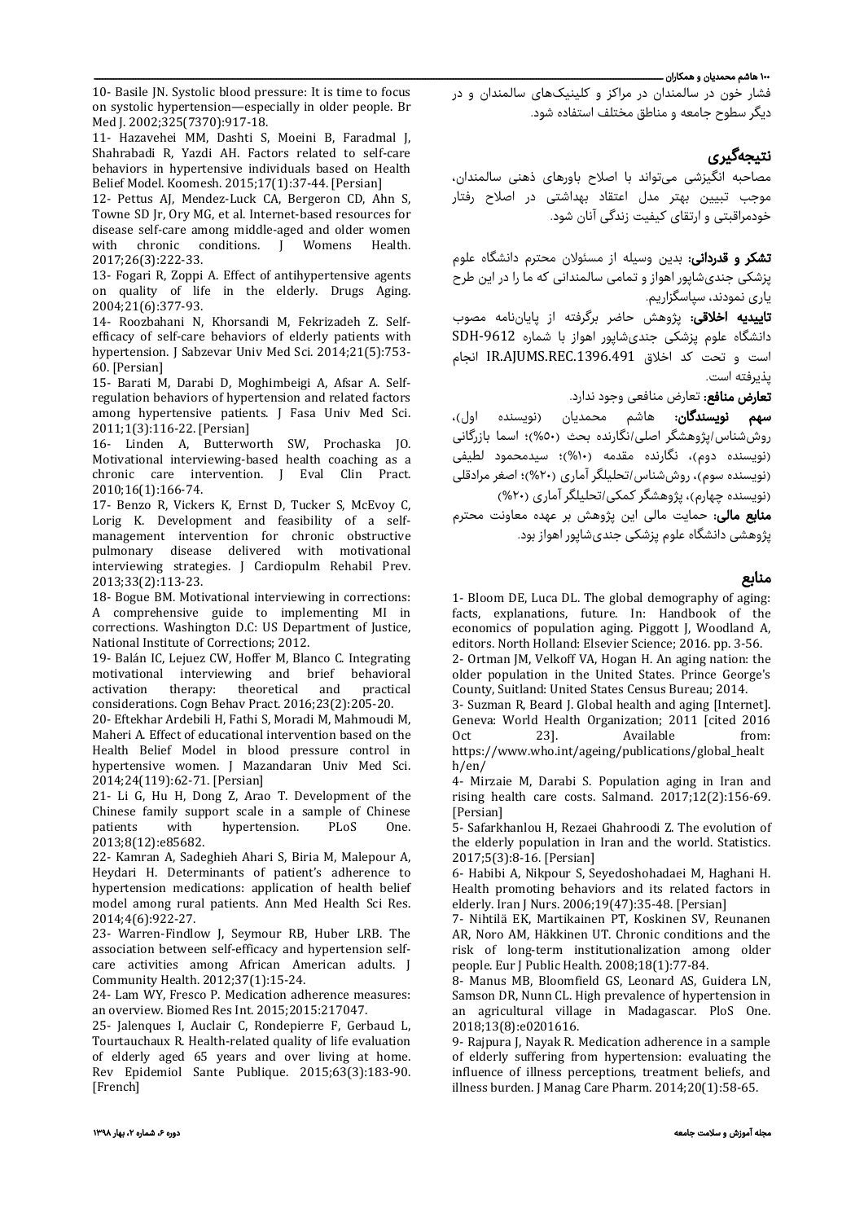فشار خون در سالمندان در مراکز و کلینیک‌های سالمندان و در دیگر سطوح جامعه و مناطق مختلف استفاده شود.

## نتیجه‌گیری

مصاحبه انگیزشی می‌تواند با اصلاح باورهای ذهنی سالمندان، موجب تبیین بهتر مدل اعتقاد بهداشتی در اصلاح رفتار خودمراقبتی و ارتقای کیفیت زندگی آنان شود.

**تشکر و قدردانی:** بدین وسیله از مسئولان محترم دانشگاه علوم پزشکی جندی‌شاپور اهواز و تمامی سالمندانی که ما را در این طرح یاری نمودند، سپاسگزاریم.

**تاییدیه اخلاقی:** پژوهش حاضر برگرفته از پایان‌نامه مصوب دانشگاه علوم پزشکی جندی‌شاپور اهواز با شماره SDH-9612 است و تحت کد اخلاق IR.AJUMS.REC.1396.491 انجام پذیرفته است.

**تعارض منافع:** تعارض منافعی وجود ندارد.

**سهم نویسندگان:** هاشم محمدیان (نویسنده اول)، روش‌شناس/پژوهشگر اصلی/نگارنده بحث (۵۰%)؛ اسما بازرگانی (نویسنده دوم)، نگارنده مقدمه (۱۰%)؛ سیدمحمود لطیفی (نویسنده سوم)، روش‌شناس/تحلیلگر آماری (۲۰%)؛ اصغر مرادقلی (نویسنده چهارم)، پژوهشگر کمکی/تحلیلگر آماری (۲۰%)

**منابع مالی:** حمایت مالی این پژوهش بر عهده معاونت محترم پژوهشی دانشگاه علوم پزشکی جندی‌شاپور اهواز بود.

## منابع

1- Bloom DE, Luca DL. The global demography of aging: facts, explanations, future. In: Handbook of the economics of population aging. Piggott J, Woodland A, editors. North Holland: Elsevier Science; 2016. pp. 3-56.

2- Ortman JM, Velkoff VA, Hogan H. An aging nation: the older population in the United States. Prince George's County, Suitland: United States Census Bureau; 2014.

3- Suzman R, Beard J. Global health and aging [Internet]. Geneva: World Health Organization; 2011 [cited 2016 Oct 23]. Available from: https://www.who.int/ageing/publications/global_health/en/

4- Mirzaie M, Darabi S. Population aging in Iran and rising health care costs. Salmand. 2017;12(2):156-69. [Persian]

5- Safarkhanlou H, Rezaei Ghahroodi Z. The evolution of the elderly population in Iran and the world. Statistics. 2017;5(3):8-16. [Persian]

6- Habibi A, Nikpour S, Seyedoshohadaei M, Haghani H. Health promoting behaviors and its related factors in elderly. Iran J Nurs. 2006;19(47):35-48. [Persian]

7- Nihtilä EK, Martikainen PT, Koskinen SV, Reunanen AR, Noro AM, Häkkinen UT. Chronic conditions and the risk of long-term institutionalization among older people. Eur J Public Health. 2008;18(1):77-84.

8- Manus MB, Bloomfield GS, Leonard AS, Guidera LN, Samson DR, Nunn CL. High prevalence of hypertension in an agricultural village in Madagascar. PloS One. 2018;13(8):e0201616.

9- Rajpura J, Nayak R. Medication adherence in a sample of elderly suffering from hypertension: evaluating the influence of illness perceptions, treatment beliefs, and illness burden. J Manag Care Pharm. 2014;20(1):58-65.

10- Basile JN. Systolic blood pressure: It is time to focus on systolic hypertension—especially in older people. Br Med J. 2002;325(7370):917-18.

11- Hazavehei MM, Dashti S, Moeini B, Faradmal J, Shahrabadi R, Yazdi AH. Factors related to self-care behaviors in hypertensive individuals based on Health Belief Model. Koomesh. 2015;17(1):37-44. [Persian]

12- Pettus AJ, Mendez-Luck CA, Bergeron CD, Ahn S, Towne SD Jr, Ory MG, et al. Internet-based resources for disease self-care among middle-aged and older women with chronic conditions. J Womens Health. 2017;26(3):222-33.

13- Fogari R, Zoppi A. Effect of antihypertensive agents on quality of life in the elderly. Drugs Aging. 2004;21(6):377-93.

14- Roozbahani N, Khorsandi M, Fekrizadeh Z. Self-efficacy of self-care behaviors of elderly patients with hypertension. J Sabzevar Univ Med Sci. 2014;21(5):753-60. [Persian]

15- Barati M, Darabi D, Moghimbeigi A, Afsar A. Self-regulation behaviors of hypertension and related factors among hypertensive patients. J Fasa Univ Med Sci. 2011;1(3):116-22. [Persian]

16- Linden A, Butterworth SW, Prochaska JO. Motivational interviewing-based health coaching as a chronic care intervention. J Eval Clin Pract. 2010;16(1):166-74.

17- Benzo R, Vickers K, Ernst D, Tucker S, McEvoy C, Lorig K. Development and feasibility of a self-management intervention for chronic obstructive pulmonary disease delivered with motivational interviewing strategies. J Cardiopulm Rehabil Prev. 2013;33(2):113-23.

18- Bogue BM. Motivational interviewing in corrections: A comprehensive guide to implementing MI in corrections. Washington D.C: US Department of Justice, National Institute of Corrections; 2012.

19- Balán IC, Lejuez CW, Hoffer M, Blanco C. Integrating motivational interviewing and brief behavioral activation therapy: theoretical and practical considerations. Cogn Behav Pract. 2016;23(2):205-20.

20- Eftekhar Ardebili H, Fathi S, Moradi M, Mahmoudi M, Maheri A. Effect of educational intervention based on the Health Belief Model in blood pressure control in hypertensive women. J Mazandaran Univ Med Sci. 2014;24(119):62-71. [Persian]

21- Li G, Hu H, Dong Z, Arao T. Development of the Chinese family support scale in a sample of Chinese patients with hypertension. PLoS One. 2013;8(12):e85682.

22- Kamran A, Sadeghieh Ahari S, Biria M, Malepour A, Heydari H. Determinants of patient's adherence to hypertension medications: application of health belief model among rural patients. Ann Med Health Sci Res. 2014;4(6):922-27.

23- Warren-Findlow J, Seymour RB, Huber LRB. The association between self-efficacy and hypertension self-care activities among African American adults. J Community Health. 2012;37(1):15-24.

24- Lam WY, Fresco P. Medication adherence measures: an overview. Biomed Res Int. 2015;2015:217047.

25- Jalenques I, Auclair C, Rondepierre F, Gerbaud L, Tourtauchaux R. Health-related quality of life evaluation of elderly aged 65 years and over living at home. Rev Epidemiol Sante Publique. 2015;63(3):183-90. [French]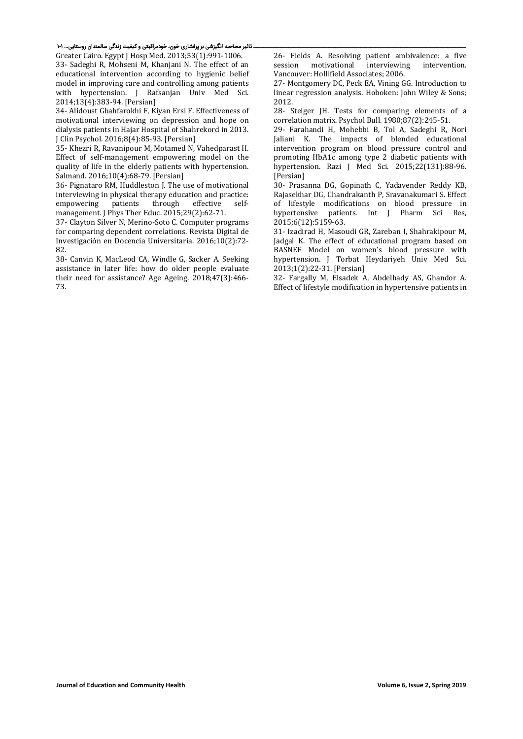Greater Cairo. Egypt J Hosp Med. 2013;53(1):991-1006.

33- Sadeghi R, Mohseni M, Khanjani N. The effect of an educational intervention according to hygienic belief model in improving care and controlling among patients with hypertension. J Rafsanjan Univ Med Sci. 2014;13(4):383-94. [Persian]

34- Alidoust Ghahfarokhi F, Kiyan Ersi F. Effectiveness of motivational interviewing on depression and hope on dialysis patients in Hajar Hospital of Shahrekord in 2013. J Clin Psychol. 2016;8(4):85-93. [Persian]

35- Khezri R, Ravanipour M, Motamed N, Vahedparast H. Effect of self-management empowering model on the quality of life in the elderly patients with hypertension. Salmand. 2016;10(4):68-79. [Persian]

36- Pignataro RM, Huddleston J. The use of motivational interviewing in physical therapy education and practice: empowering patients through effective self-management. J Phys Ther Educ. 2015;29(2):62-71.

37- Clayton Silver N, Merino-Soto C. Computer programs for comparing dependent correlations. Revista Digital de Investigación en Docencia Universitaria. 2016;10(2):72-82.

38- Canvin K, MacLeod CA, Windle G, Sacker A. Seeking assistance in later life: how do older people evaluate their need for assistance? Age Ageing. 2018;47(3):466-73.

26- Fields A. Resolving patient ambivalence: a five session motivational interviewing intervention. Vancouver: Hollifield Associates; 2006.

27- Montgomery DC, Peck EA, Vining GG. Introduction to linear regression analysis. Hoboken: John Wiley & Sons; 2012.

28- Steiger JH. Tests for comparing elements of a correlation matrix. Psychol Bull. 1980;87(2):245-51.

29- Farahandi H, Mohebbi B, Tol A, Sadeghi R, Nori Jaliani K. The impacts of blended educational intervention program on blood pressure control and promoting HbA1c among type 2 diabetic patients with hypertension. Razi J Med Sci. 2015;22(131):88-96. [Persian]

30- Prasanna DG, Gopinath C, Yadavender Reddy KB, Rajasekhar DG, Chandrakanth P, Sravanakumari S. Effect of lifestyle modifications on blood pressure in hypertensive patients. Int J Pharm Sci Res, 2015;6(12):5159-63.

31- Izadirad H, Masoudi GR, Zareban I, Shahrakipour M, Jadgal K. The effect of educational program based on BASNEF Model on women's blood pressure with hypertension. J Torbat Heydariyeh Univ Med Sci. 2013;1(2):22-31. [Persian]

32- Fargally M, Elsadek A, Abdelhady AS, Ghandor A. Effect of lifestyle modification in hypertensive patients in